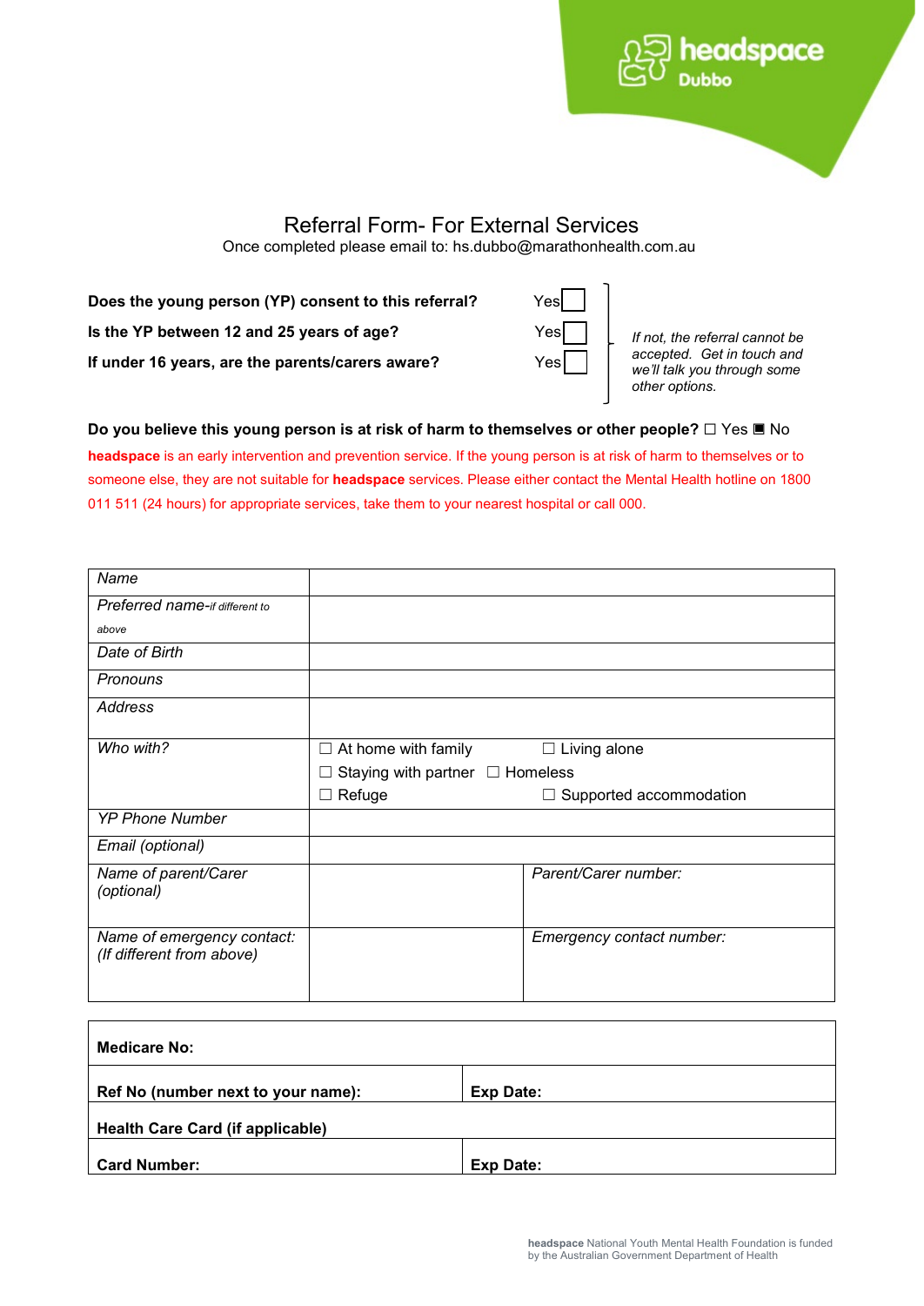headspace Dubbo

# Referral Form- For External Services

Once completed please email to: hs.dubbo@marathonhealth.com.au

| | | |
|---|---|---|
| **Does the young person (YP) consent to this referral?** | Yes ☐ | *If not, the referral cannot be accepted. Get in touch and we'll talk you through some other options.* |
| **Is the YP between 12 and 25 years of age?** | Yes ☐ | |
| **If under 16 years, are the parents/carers aware?** | Yes ☐ | |

**Do you believe this young person is at risk of harm to themselves or other people?** ☐ Yes ■ No

**headspace** is an early intervention and prevention service. If the young person is at risk of harm to themselves or to someone else, they are not suitable for **headspace** services. Please either contact the Mental Health hotline on 1800 011 511 (24 hours) for appropriate services, take them to your nearest hospital or call 000.

| | | |
|---|---|---|
| *Name* | | |
| *Preferred name-if different to above* | | |
| *Date of Birth* | | |
| *Pronouns* | | |
| *Address* | | |
| *Who with?* | ☐ At home with family ☐ Staying with partner ☐ Refuge | ☐ Living alone ☐ Homeless ☐ Supported accommodation |
| *YP Phone Number* | | |
| *Email (optional)* | | |
| *Name of parent/Carer (optional)* | | *Parent/Carer number:* |
| *Name of emergency contact: (If different from above)* | | *Emergency contact number:* |

| | |
|---|---|
| **Medicare No:** | |
| **Ref No (number next to your name):** | **Exp Date:** |
| **Health Care Card (if applicable)** | |
| **Card Number:** | **Exp Date:** |

**headspace** National Youth Mental Health Foundation is funded by the Australian Government Department of Health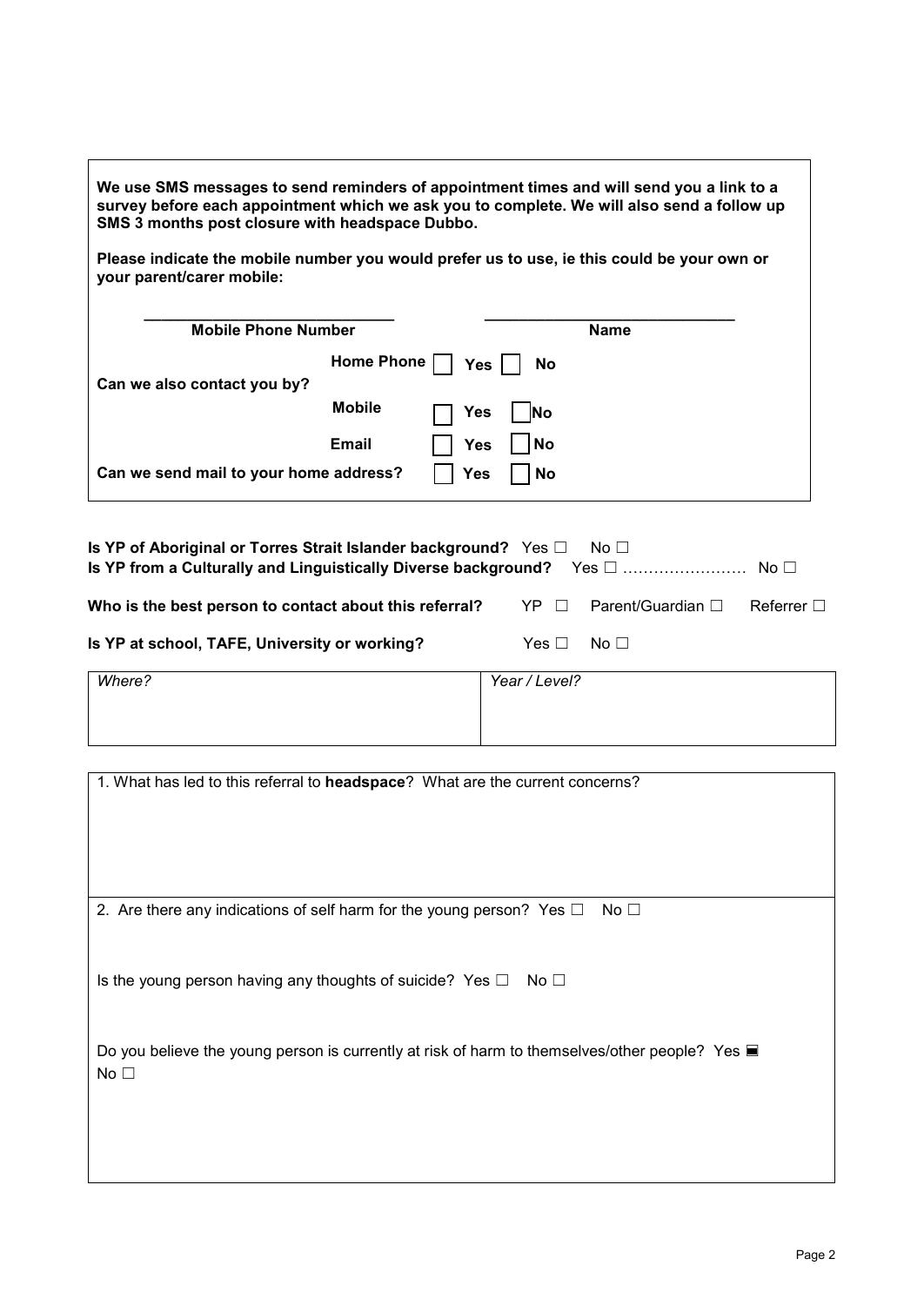**We use SMS messages to send reminders of appointment times and will send you a link to a survey before each appointment which we ask you to complete. We will also send a follow up SMS 3 months post closure with headspace Dubbo.**

**Please indicate the mobile number you would prefer us to use, ie this could be your own or your parent/carer mobile:**

| ____________________________ | ____________________________ |
|---|---|
| **Mobile Phone Number** | **Name** |

**Can we also contact you by?**

| | | |
|---|---|---|
| **Home Phone** | ☐ **Yes** | ☐ **No** |
| **Mobile** | ☐ **Yes** | ☐ **No** |
| **Email** | ☐ **Yes** | ☐ **No** |

**Can we send mail to your home address?** ☐ **Yes** ☐ **No**

**Is YP of Aboriginal or Torres Strait Islander background?** Yes ☐ No ☐

**Is YP from a Culturally and Linguistically Diverse background?** Yes ☐ …………………… No ☐

**Who is the best person to contact about this referral?** YP ☐ Parent/Guardian ☐ Referrer ☐

**Is YP at school, TAFE, University or working?** Yes ☐ No ☐

| *Where?* | *Year / Level?* |
|---|---|
| | |

1. What has led to this referral to **headspace**? What are the current concerns?

2. Are there any indications of self harm for the young person? Yes ☐ No ☐

Is the young person having any thoughts of suicide? Yes ☐ No ☐

Do you believe the young person is currently at risk of harm to themselves/other people? Yes ■ No ☐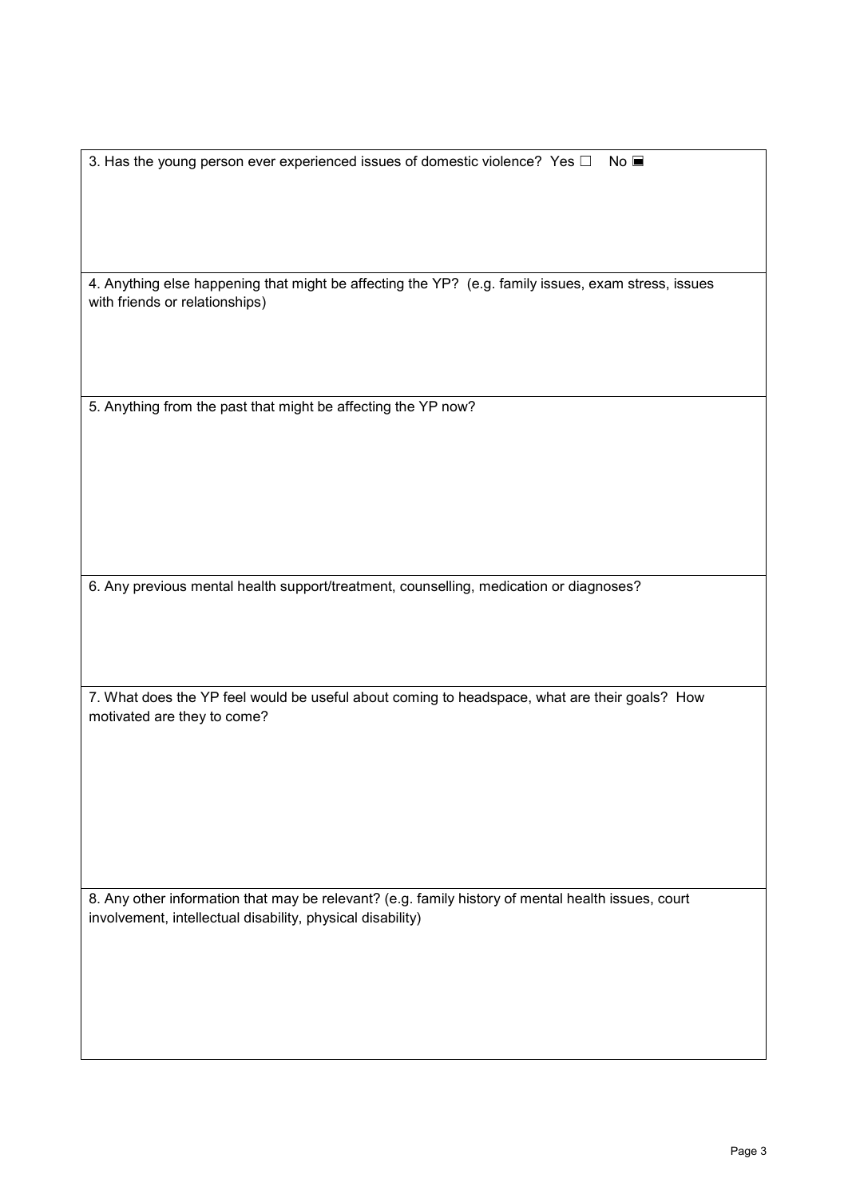3. Has the young person ever experienced issues of domestic violence? Yes ☐ No ■

4. Anything else happening that might be affecting the YP? (e.g. family issues, exam stress, issues with friends or relationships)

5. Anything from the past that might be affecting the YP now?

6. Any previous mental health support/treatment, counselling, medication or diagnoses?

7. What does the YP feel would be useful about coming to headspace, what are their goals? How motivated are they to come?

8. Any other information that may be relevant? (e.g. family history of mental health issues, court involvement, intellectual disability, physical disability)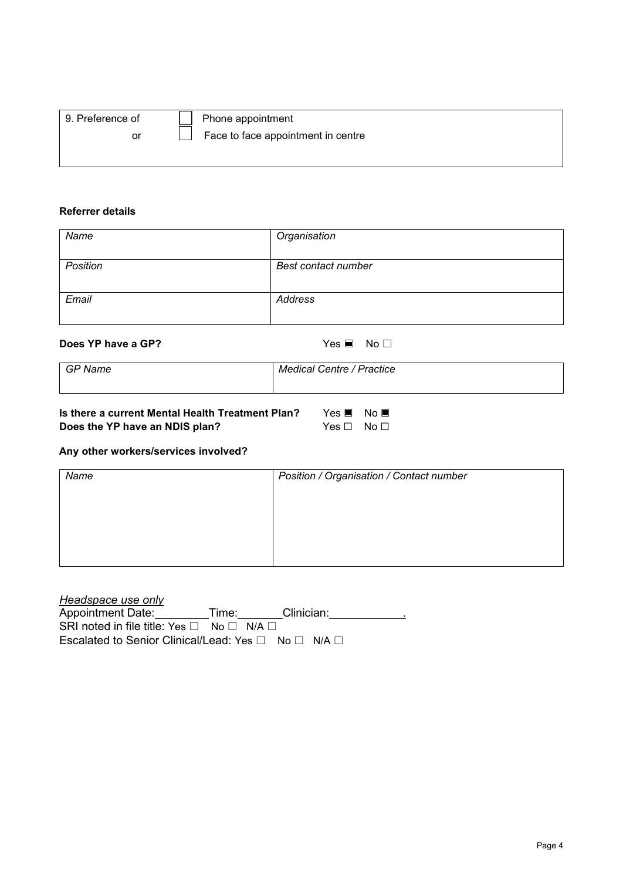| | | |
|---|---|---|
| 9. Preference of | ☐ | Phone appointment |
| or | ☐ | Face to face appointment in centre |

**Referrer details**

| | |
|---|---|
| *Name* | *Organisation* |
| *Position* | *Best contact number* |
| *Email* | *Address* |

**Does YP have a GP?** Yes ▣ No ☐

| | |
|---|---|
| *GP Name* | *Medical Centre / Practice* |

**Is there a current Mental Health Treatment Plan?** Yes ▣ No ▣
**Does the YP have an NDIS plan?** Yes ☐ No ☐

**Any other workers/services involved?**

| | |
|---|---|
| *Name* | *Position / Organisation / Contact number* |

*Headspace use only*
Appointment Date:________Time:_______Clinician:___________.
SRI noted in file title: Yes ☐ No ☐ N/A ☐
Escalated to Senior Clinical/Lead: Yes ☐ No ☐ N/A ☐